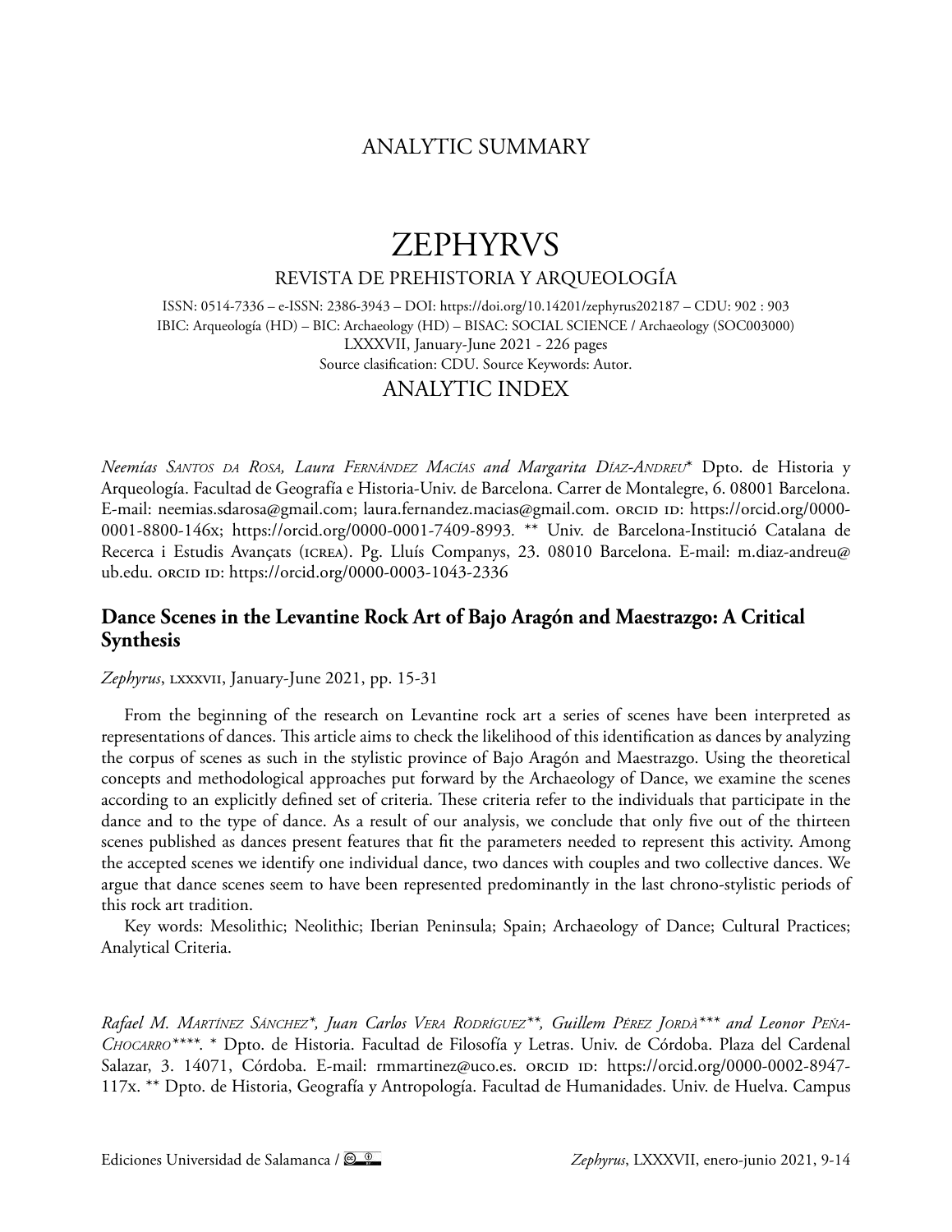# ANALYTIC SUMMARY

# ZEPHYRVS

## REVISTA DE PREHISTORIA Y ARQUEOLOGÍA

ISSN: 0514-7336 – e-ISSN: 2386-3943 – DOI: https://doi.org/10.14201/zephyrus202187 – CDU: 902 : 903
IBIC: Arqueología (HD) – BIC: Archaeology (HD) – BISAC: SOCIAL SCIENCE / Archaeology (SOC003000)
LXXXVII, January-June 2021 - 226 pages
Source clasification: CDU. Source Keywords: Autor.

## ANALYTIC INDEX

*Neemías Santos da Rosa, Laura Fernández Macías and Margarita Díaz-Andreu\** Dpto. de Historia y Arqueología. Facultad de Geografía e Historia-Univ. de Barcelona. Carrer de Montalegre, 6. 08001 Barcelona. E-mail: neemias.sdarosa@gmail.com; laura.fernandez.macias@gmail.com. ORCID ID: https://orcid.org/0000-0001-8800-146x; https://orcid.org/0000-0001-7409-8993. \*\* Univ. de Barcelona-Institució Catalana de Recerca i Estudis Avançats (ICREA). Pg. Lluís Companys, 23. 08010 Barcelona. E-mail: m.diaz-andreu@ub.edu. ORCID ID: https://orcid.org/0000-0003-1043-2336

### Dance Scenes in the Levantine Rock Art of Bajo Aragón and Maestrazgo: A Critical Synthesis

*Zephyrus*, LXXXVII, January-June 2021, pp. 15-31

From the beginning of the research on Levantine rock art a series of scenes have been interpreted as representations of dances. This article aims to check the likelihood of this identification as dances by analyzing the corpus of scenes as such in the stylistic province of Bajo Aragón and Maestrazgo. Using the theoretical concepts and methodological approaches put forward by the Archaeology of Dance, we examine the scenes according to an explicitly defined set of criteria. These criteria refer to the individuals that participate in the dance and to the type of dance. As a result of our analysis, we conclude that only five out of the thirteen scenes published as dances present features that fit the parameters needed to represent this activity. Among the accepted scenes we identify one individual dance, two dances with couples and two collective dances. We argue that dance scenes seem to have been represented predominantly in the last chrono-stylistic periods of this rock art tradition.

Key words: Mesolithic; Neolithic; Iberian Peninsula; Spain; Archaeology of Dance; Cultural Practices; Analytical Criteria.

*Rafael M. Martínez Sánchez\*, Juan Carlos Vera Rodríguez\*\*, Guillem Pérez Jordà\*\*\* and Leonor Peña-Chocarro\*\*\*\**. \* Dpto. de Historia. Facultad de Filosofía y Letras. Univ. de Córdoba. Plaza del Cardenal Salazar, 3. 14071, Córdoba. E-mail: rmmartinez@uco.es. ORCID ID: https://orcid.org/0000-0002-8947-117x. \*\* Dpto. de Historia, Geografía y Antropología. Facultad de Humanidades. Univ. de Huelva. Campus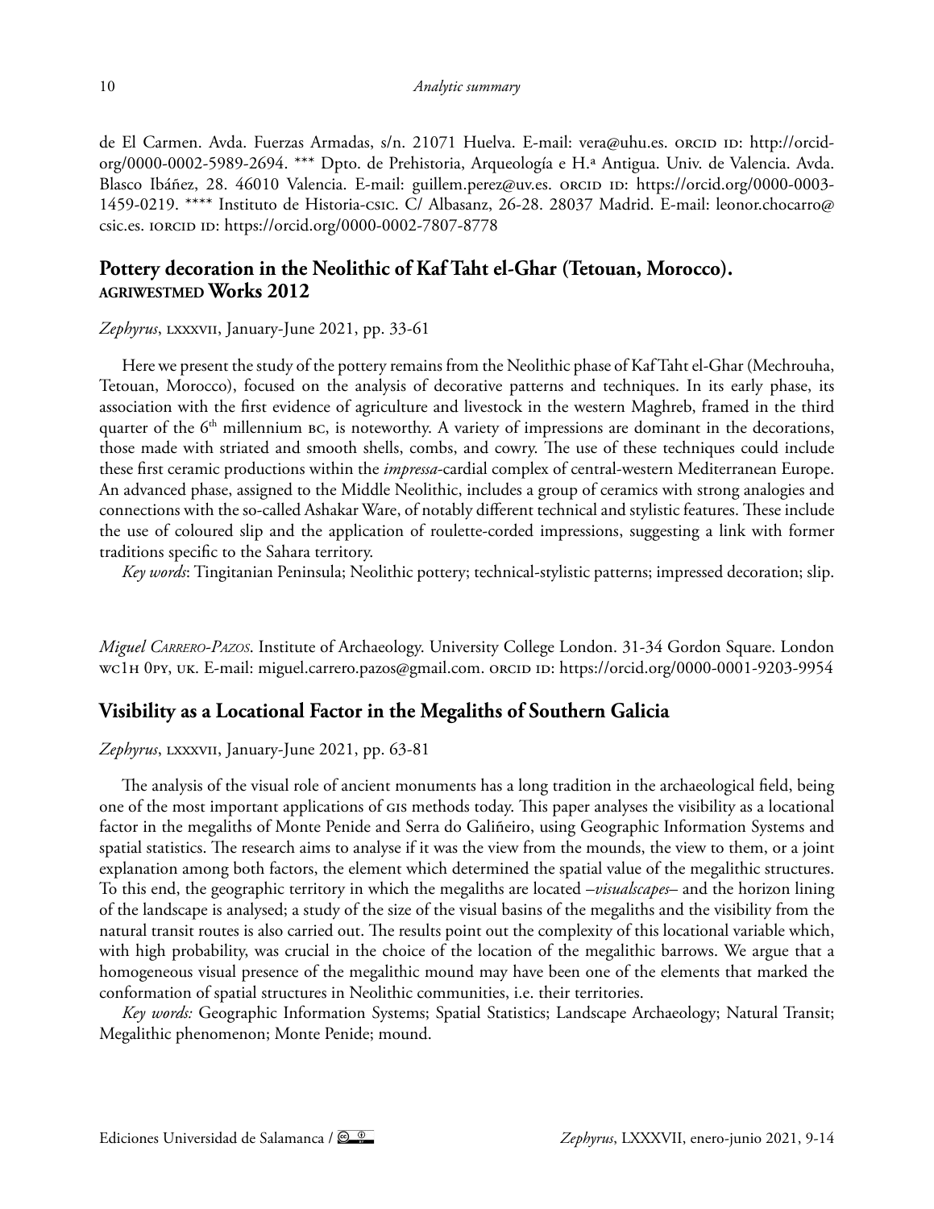de El Carmen. Avda. Fuerzas Armadas, s/n. 21071 Huelva. E-mail: vera@uhu.es. ORCID ID: http://orcid-org/0000-0002-5989-2694. *** Dpto. de Prehistoria, Arqueología e H.ª Antigua. Univ. de Valencia. Avda. Blasco Ibáñez, 28. 46010 Valencia. E-mail: guillem.perez@uv.es. ORCID ID: https://orcid.org/0000-0003-1459-0219. **** Instituto de Historia-CSIC. C/ Albasanz, 26-28. 28037 Madrid. E-mail: leonor.chocarro@csic.es. IORCID ID: https://orcid.org/0000-0002-7807-8778

## Pottery decoration in the Neolithic of Kaf Taht el-Ghar (Tetouan, Morocco). AGRIWESTMED Works 2012

*Zephyrus*, LXXXVII, January-June 2021, pp. 33-61

Here we present the study of the pottery remains from the Neolithic phase of Kaf Taht el-Ghar (Mechrouha, Tetouan, Morocco), focused on the analysis of decorative patterns and techniques. In its early phase, its association with the first evidence of agriculture and livestock in the western Maghreb, framed in the third quarter of the 6th millennium BC, is noteworthy. A variety of impressions are dominant in the decorations, those made with striated and smooth shells, combs, and cowry. The use of these techniques could include these first ceramic productions within the *impressa*-cardial complex of central-western Mediterranean Europe. An advanced phase, assigned to the Middle Neolithic, includes a group of ceramics with strong analogies and connections with the so-called Ashakar Ware, of notably different technical and stylistic features. These include the use of coloured slip and the application of roulette-corded impressions, suggesting a link with former traditions specific to the Sahara territory.

*Key words*: Tingitanian Peninsula; Neolithic pottery; technical-stylistic patterns; impressed decoration; slip.

*Miguel Carrero-Pazos*. Institute of Archaeology. University College London. 31-34 Gordon Square. London WC1H 0PY, UK. E-mail: miguel.carrero.pazos@gmail.com. ORCID ID: https://orcid.org/0000-0001-9203-9954

## Visibility as a Locational Factor in the Megaliths of Southern Galicia

*Zephyrus*, LXXXVII, January-June 2021, pp. 63-81

The analysis of the visual role of ancient monuments has a long tradition in the archaeological field, being one of the most important applications of GIS methods today. This paper analyses the visibility as a locational factor in the megaliths of Monte Penide and Serra do Galiñeiro, using Geographic Information Systems and spatial statistics. The research aims to analyse if it was the view from the mounds, the view to them, or a joint explanation among both factors, the element which determined the spatial value of the megalithic structures. To this end, the geographic territory in which the megaliths are located –*visualscapes*– and the horizon lining of the landscape is analysed; a study of the size of the visual basins of the megaliths and the visibility from the natural transit routes is also carried out. The results point out the complexity of this locational variable which, with high probability, was crucial in the choice of the location of the megalithic barrows. We argue that a homogeneous visual presence of the megalithic mound may have been one of the elements that marked the conformation of spatial structures in Neolithic communities, i.e. their territories.

*Key words:* Geographic Information Systems; Spatial Statistics; Landscape Archaeology; Natural Transit; Megalithic phenomenon; Monte Penide; mound.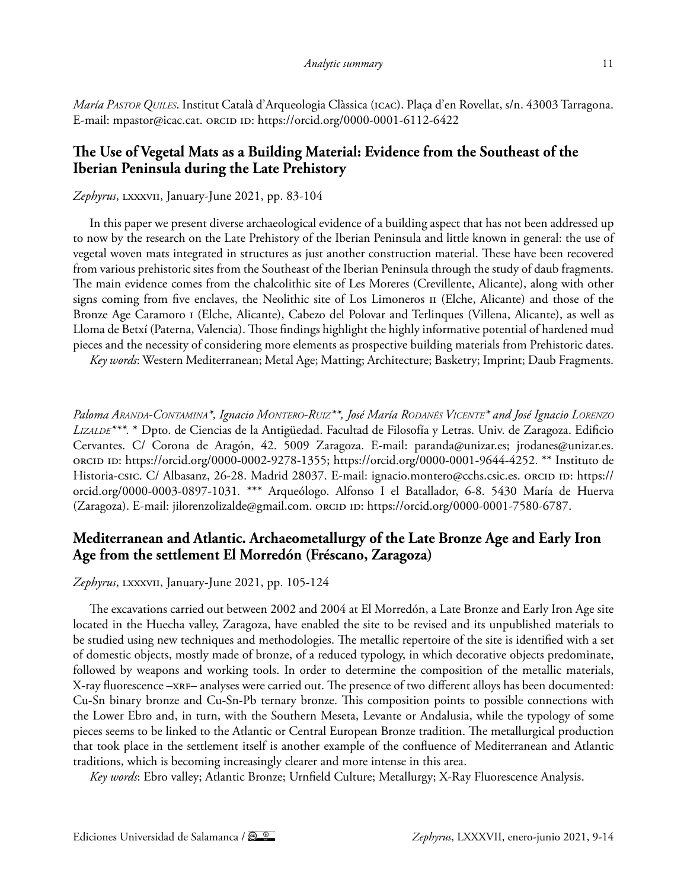*María Pastor Quiles*. Institut Català d'Arqueologia Clàssica (icac). Plaça d'en Rovellat, s/n. 43003 Tarragona. E-mail: mpastor@icac.cat. orcid id: https://orcid.org/0000-0001-6112-6422

## The Use of Vegetal Mats as a Building Material: Evidence from the Southeast of the Iberian Peninsula during the Late Prehistory

*Zephyrus*, lxxxvii, January-June 2021, pp. 83-104

In this paper we present diverse archaeological evidence of a building aspect that has not been addressed up to now by the research on the Late Prehistory of the Iberian Peninsula and little known in general: the use of vegetal woven mats integrated in structures as just another construction material. These have been recovered from various prehistoric sites from the Southeast of the Iberian Peninsula through the study of daub fragments. The main evidence comes from the chalcolithic site of Les Moreres (Crevillente, Alicante), along with other signs coming from five enclaves, the Neolithic site of Los Limoneros ii (Elche, Alicante) and those of the Bronze Age Caramoro i (Elche, Alicante), Cabezo del Polovar and Terlinques (Villena, Alicante), as well as Lloma de Betxí (Paterna, Valencia). Those findings highlight the highly informative potential of hardened mud pieces and the necessity of considering more elements as prospective building materials from Prehistoric dates.

*Key words*: Western Mediterranean; Metal Age; Matting; Architecture; Basketry; Imprint; Daub Fragments.

*Paloma Aranda-Contamina\*, Ignacio Montero-Ruiz\*\*, José María Rodanés Vicente\* and José Ignacio Lorenzo Lizalde\*\*\**. \* Dpto. de Ciencias de la Antigüedad. Facultad de Filosofía y Letras. Univ. de Zaragoza. Edificio Cervantes. C/ Corona de Aragón, 42. 5009 Zaragoza. E-mail: paranda@unizar.es; jrodanes@unizar.es. orcid id: https://orcid.org/0000-0002-9278-1355; https://orcid.org/0000-0001-9644-4252. \*\* Instituto de Historia-csic. C/ Albasanz, 26-28. Madrid 28037. E-mail: ignacio.montero@cchs.csic.es. orcid id: https://orcid.org/0000-0003-0897-1031. \*\*\* Arqueólogo. Alfonso I el Batallador, 6-8. 5430 María de Huerva (Zaragoza). E-mail: jilorenzolizalde@gmail.com. orcid id: https://orcid.org/0000-0001-7580-6787.

## Mediterranean and Atlantic. Archaeometallurgy of the Late Bronze Age and Early Iron Age from the settlement El Morredón (Fréscano, Zaragoza)

*Zephyrus*, lxxxvii, January-June 2021, pp. 105-124

The excavations carried out between 2002 and 2004 at El Morredón, a Late Bronze and Early Iron Age site located in the Huecha valley, Zaragoza, have enabled the site to be revised and its unpublished materials to be studied using new techniques and methodologies. The metallic repertoire of the site is identified with a set of domestic objects, mostly made of bronze, of a reduced typology, in which decorative objects predominate, followed by weapons and working tools. In order to determine the composition of the metallic materials, X-ray fluorescence –xrf– analyses were carried out. The presence of two different alloys has been documented: Cu-Sn binary bronze and Cu-Sn-Pb ternary bronze. This composition points to possible connections with the Lower Ebro and, in turn, with the Southern Meseta, Levante or Andalusia, while the typology of some pieces seems to be linked to the Atlantic or Central European Bronze tradition. The metallurgical production that took place in the settlement itself is another example of the confluence of Mediterranean and Atlantic traditions, which is becoming increasingly clearer and more intense in this area.

*Key words*: Ebro valley; Atlantic Bronze; Urnfield Culture; Metallurgy; X-Ray Fluorescence Analysis.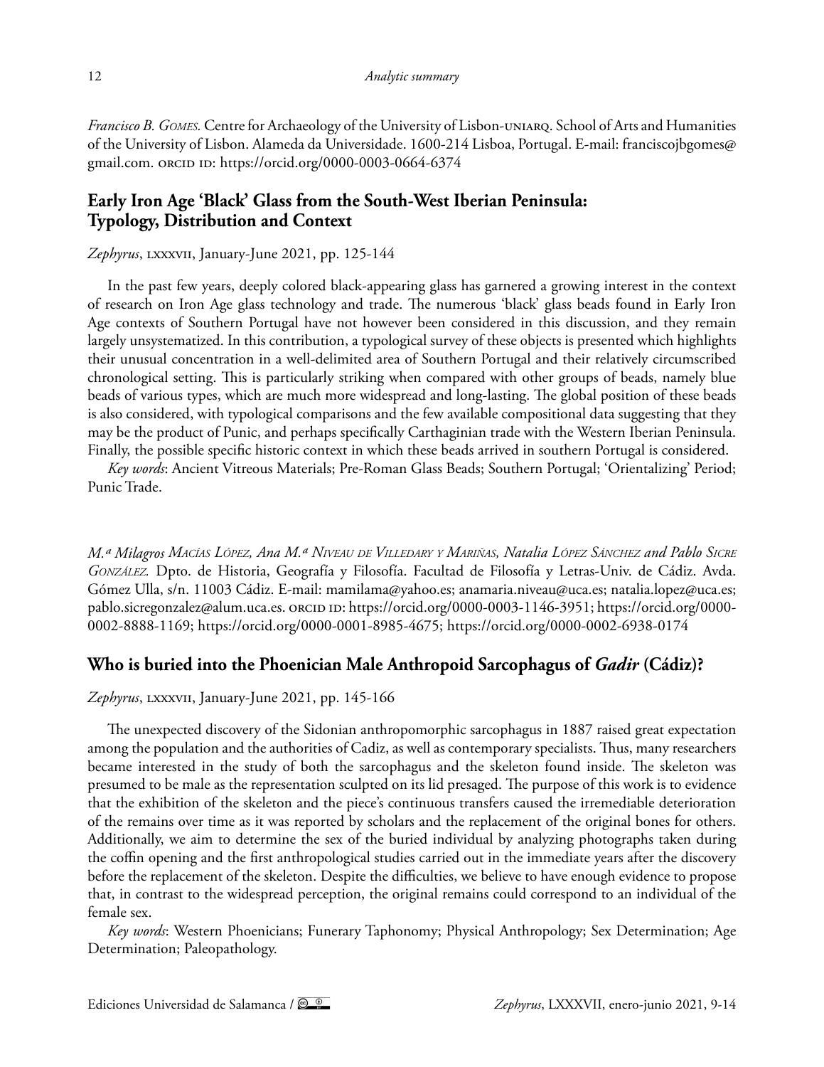*Francisco B. Gomes.* Centre for Archaeology of the University of Lisbon-uniarq. School of Arts and Humanities of the University of Lisbon. Alameda da Universidade. 1600-214 Lisboa, Portugal. E-mail: franciscojbgomes@gmail.com. orcid id: https://orcid.org/0000-0003-0664-6374

## Early Iron Age 'Black' Glass from the South-West Iberian Peninsula: Typology, Distribution and Context

*Zephyrus*, lxxxvii, January-June 2021, pp. 125-144

In the past few years, deeply colored black-appearing glass has garnered a growing interest in the context of research on Iron Age glass technology and trade. The numerous 'black' glass beads found in Early Iron Age contexts of Southern Portugal have not however been considered in this discussion, and they remain largely unsystematized. In this contribution, a typological survey of these objects is presented which highlights their unusual concentration in a well-delimited area of Southern Portugal and their relatively circumscribed chronological setting. This is particularly striking when compared with other groups of beads, namely blue beads of various types, which are much more widespread and long-lasting. The global position of these beads is also considered, with typological comparisons and the few available compositional data suggesting that they may be the product of Punic, and perhaps specifically Carthaginian trade with the Western Iberian Peninsula. Finally, the possible specific historic context in which these beads arrived in southern Portugal is considered.

*Key words*: Ancient Vitreous Materials; Pre-Roman Glass Beads; Southern Portugal; 'Orientalizing' Period; Punic Trade.

*M.ª Milagros Macías López, Ana M.ª Niveau de Villedary y Mariñas, Natalia López Sánchez and Pablo Sicre González.* Dpto. de Historia, Geografía y Filosofía. Facultad de Filosofía y Letras-Univ. de Cádiz. Avda. Gómez Ulla, s/n. 11003 Cádiz. E-mail: mamilama@yahoo.es; anamaria.niveau@uca.es; natalia.lopez@uca.es; pablo.sicregonzalez@alum.uca.es. orcid id: https://orcid.org/0000-0003-1146-3951; https://orcid.org/0000-0002-8888-1169; https://orcid.org/0000-0001-8985-4675; https://orcid.org/0000-0002-6938-0174

## Who is buried into the Phoenician Male Anthropoid Sarcophagus of *Gadir* (Cádiz)?

*Zephyrus*, lxxxvii, January-June 2021, pp. 145-166

The unexpected discovery of the Sidonian anthropomorphic sarcophagus in 1887 raised great expectation among the population and the authorities of Cadiz, as well as contemporary specialists. Thus, many researchers became interested in the study of both the sarcophagus and the skeleton found inside. The skeleton was presumed to be male as the representation sculpted on its lid presaged. The purpose of this work is to evidence that the exhibition of the skeleton and the piece's continuous transfers caused the irremediable deterioration of the remains over time as it was reported by scholars and the replacement of the original bones for others. Additionally, we aim to determine the sex of the buried individual by analyzing photographs taken during the coffin opening and the first anthropological studies carried out in the immediate years after the discovery before the replacement of the skeleton. Despite the difficulties, we believe to have enough evidence to propose that, in contrast to the widespread perception, the original remains could correspond to an individual of the female sex.

*Key words*: Western Phoenicians; Funerary Taphonomy; Physical Anthropology; Sex Determination; Age Determination; Paleopathology.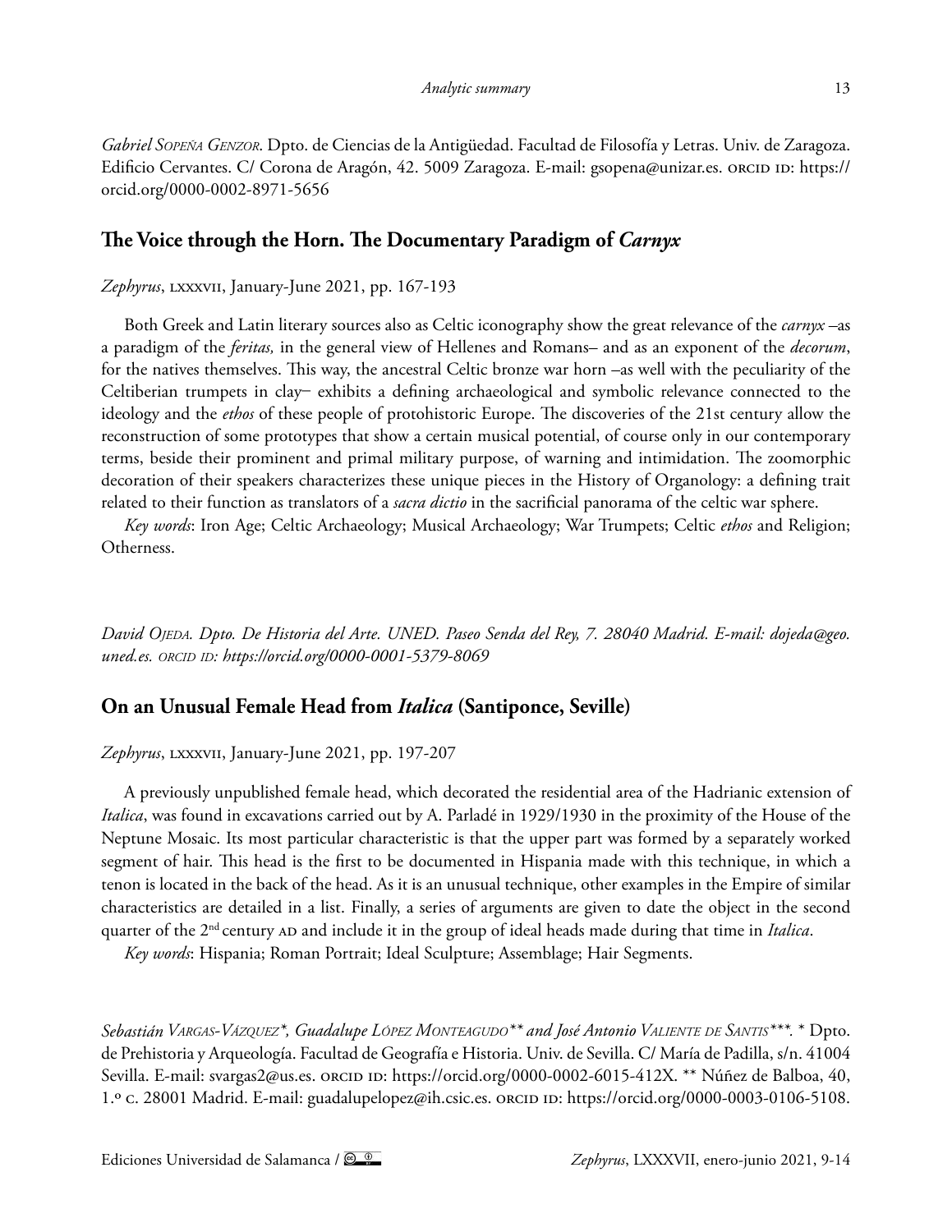*Gabriel Sopeña Genzor*. Dpto. de Ciencias de la Antigüedad. Facultad de Filosofía y Letras. Univ. de Zaragoza. Edificio Cervantes. C/ Corona de Aragón, 42. 5009 Zaragoza. E-mail: gsopena@unizar.es. ORCID ID: https://orcid.org/0000-0002-8971-5656

## The Voice through the Horn. The Documentary Paradigm of *Carnyx*

*Zephyrus*, LXXXVII, January-June 2021, pp. 167-193

Both Greek and Latin literary sources also as Celtic iconography show the great relevance of the *carnyx* –as a paradigm of the *feritas,* in the general view of Hellenes and Romans– and as an exponent of the *decorum*, for the natives themselves. This way, the ancestral Celtic bronze war horn –as well with the peculiarity of the Celtiberian trumpets in clay– exhibits a defining archaeological and symbolic relevance connected to the ideology and the *ethos* of these people of protohistoric Europe. The discoveries of the 21st century allow the reconstruction of some prototypes that show a certain musical potential, of course only in our contemporary terms, beside their prominent and primal military purpose, of warning and intimidation. The zoomorphic decoration of their speakers characterizes these unique pieces in the History of Organology: a defining trait related to their function as translators of a *sacra dictio* in the sacrificial panorama of the celtic war sphere.

*Key words*: Iron Age; Celtic Archaeology; Musical Archaeology; War Trumpets; Celtic *ethos* and Religion; Otherness.

*David Ojeda. Dpto. De Historia del Arte. UNED. Paseo Senda del Rey, 7. 28040 Madrid. E-mail: dojeda@geo.uned.es. ORCID ID: https://orcid.org/0000-0001-5379-8069*

## On an Unusual Female Head from *Italica* (Santiponce, Seville)

*Zephyrus*, LXXXVII, January-June 2021, pp. 197-207

A previously unpublished female head, which decorated the residential area of the Hadrianic extension of *Italica*, was found in excavations carried out by A. Parladé in 1929/1930 in the proximity of the House of the Neptune Mosaic. Its most particular characteristic is that the upper part was formed by a separately worked segment of hair. This head is the first to be documented in Hispania made with this technique, in which a tenon is located in the back of the head. As it is an unusual technique, other examples in the Empire of similar characteristics are detailed in a list. Finally, a series of arguments are given to date the object in the second quarter of the 2nd century AD and include it in the group of ideal heads made during that time in *Italica*.

*Key words*: Hispania; Roman Portrait; Ideal Sculpture; Assemblage; Hair Segments.

*Sebastián Vargas-Vázquez\*, Guadalupe López Monteagudo\*\* and José Antonio Valiente de Santis\*\*\*.* \* Dpto. de Prehistoria y Arqueología. Facultad de Geografía e Historia. Univ. de Sevilla. C/ María de Padilla, s/n. 41004 Sevilla. E-mail: svargas2@us.es. ORCID ID: https://orcid.org/0000-0002-6015-412X. \*\* Núñez de Balboa, 40, 1.º C. 28001 Madrid. E-mail: guadalupelopez@ih.csic.es. ORCID ID: https://orcid.org/0000-0003-0106-5108.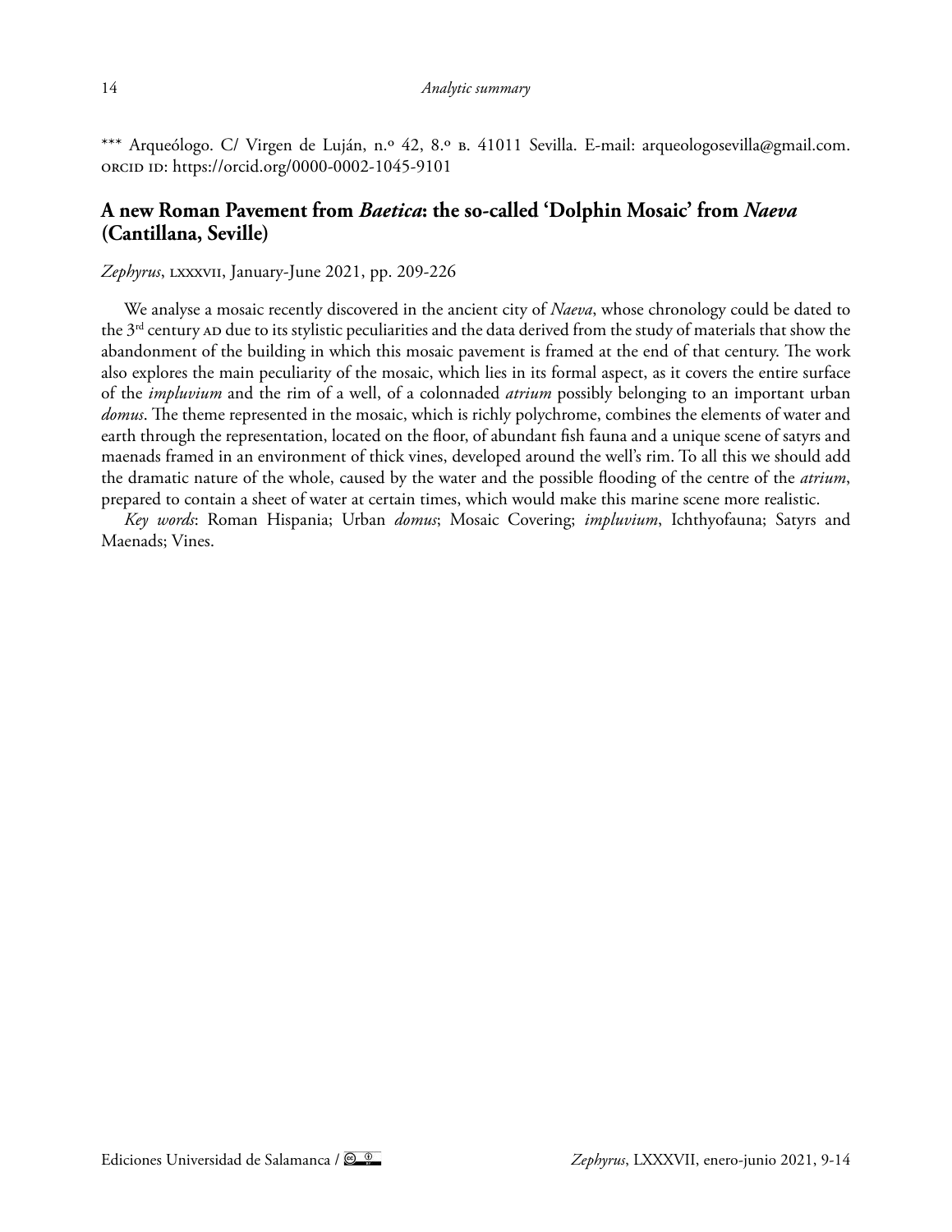*** Arqueólogo. C/ Virgen de Luján, n.º 42, 8.º B. 41011 Sevilla. E-mail: arqueologosevilla@gmail.com. ORCID ID: https://orcid.org/0000-0002-1045-9101

## A new Roman Pavement from *Baetica*: the so-called 'Dolphin Mosaic' from *Naeva* (Cantillana, Seville)

*Zephyrus*, LXXXVII, January-June 2021, pp. 209-226

We analyse a mosaic recently discovered in the ancient city of *Naeva*, whose chronology could be dated to the 3rd century AD due to its stylistic peculiarities and the data derived from the study of materials that show the abandonment of the building in which this mosaic pavement is framed at the end of that century. The work also explores the main peculiarity of the mosaic, which lies in its formal aspect, as it covers the entire surface of the *impluvium* and the rim of a well, of a colonnaded *atrium* possibly belonging to an important urban *domus*. The theme represented in the mosaic, which is richly polychrome, combines the elements of water and earth through the representation, located on the floor, of abundant fish fauna and a unique scene of satyrs and maenads framed in an environment of thick vines, developed around the well's rim. To all this we should add the dramatic nature of the whole, caused by the water and the possible flooding of the centre of the *atrium*, prepared to contain a sheet of water at certain times, which would make this marine scene more realistic.

*Key words*: Roman Hispania; Urban *domus*; Mosaic Covering; *impluvium*, Ichthyofauna; Satyrs and Maenads; Vines.